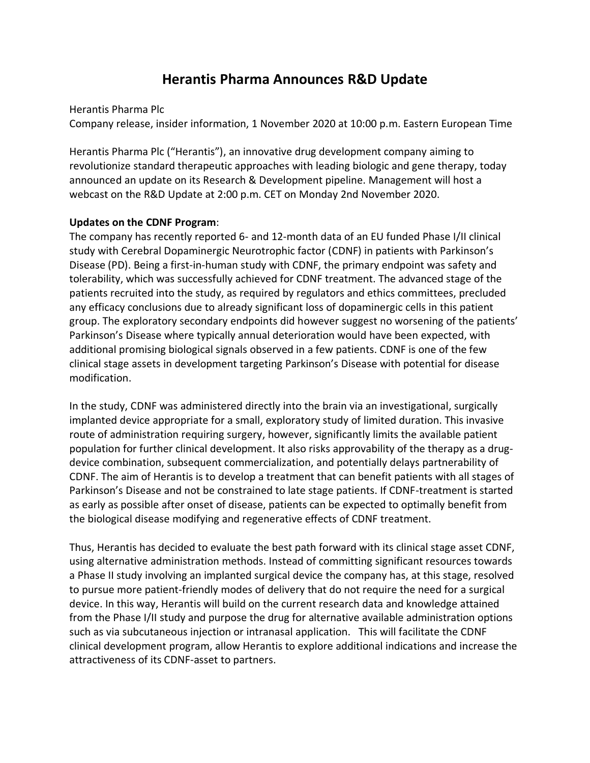# Herantis Pharma Announces R&D Update

Herantis Pharma Plc
Company release, insider information, 1 November 2020 at 10:00 p.m. Eastern European Time

Herantis Pharma Plc ("Herantis"), an innovative drug development company aiming to revolutionize standard therapeutic approaches with leading biologic and gene therapy, today announced an update on its Research & Development pipeline. Management will host a webcast on the R&D Update at 2:00 p.m. CET on Monday 2nd November 2020.

**Updates on the CDNF Program**:
The company has recently reported 6- and 12-month data of an EU funded Phase I/II clinical study with Cerebral Dopaminergic Neurotrophic factor (CDNF) in patients with Parkinson's Disease (PD). Being a first-in-human study with CDNF, the primary endpoint was safety and tolerability, which was successfully achieved for CDNF treatment. The advanced stage of the patients recruited into the study, as required by regulators and ethics committees, precluded any efficacy conclusions due to already significant loss of dopaminergic cells in this patient group. The exploratory secondary endpoints did however suggest no worsening of the patients' Parkinson's Disease where typically annual deterioration would have been expected, with additional promising biological signals observed in a few patients. CDNF is one of the few clinical stage assets in development targeting Parkinson's Disease with potential for disease modification.

In the study, CDNF was administered directly into the brain via an investigational, surgically implanted device appropriate for a small, exploratory study of limited duration. This invasive route of administration requiring surgery, however, significantly limits the available patient population for further clinical development. It also risks approvability of the therapy as a drug-device combination, subsequent commercialization, and potentially delays partnerability of CDNF. The aim of Herantis is to develop a treatment that can benefit patients with all stages of Parkinson's Disease and not be constrained to late stage patients. If CDNF-treatment is started as early as possible after onset of disease, patients can be expected to optimally benefit from the biological disease modifying and regenerative effects of CDNF treatment.

Thus, Herantis has decided to evaluate the best path forward with its clinical stage asset CDNF, using alternative administration methods. Instead of committing significant resources towards a Phase II study involving an implanted surgical device the company has, at this stage, resolved to pursue more patient-friendly modes of delivery that do not require the need for a surgical device. In this way, Herantis will build on the current research data and knowledge attained from the Phase I/II study and purpose the drug for alternative available administration options such as via subcutaneous injection or intranasal application. This will facilitate the CDNF clinical development program, allow Herantis to explore additional indications and increase the attractiveness of its CDNF-asset to partners.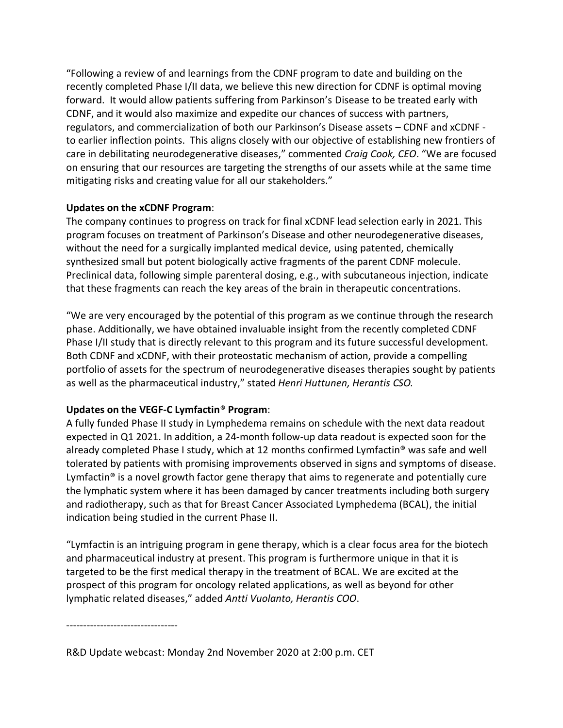"Following a review of and learnings from the CDNF program to date and building on the recently completed Phase I/II data, we believe this new direction for CDNF is optimal moving forward. It would allow patients suffering from Parkinson's Disease to be treated early with CDNF, and it would also maximize and expedite our chances of success with partners, regulators, and commercialization of both our Parkinson's Disease assets – CDNF and xCDNF - to earlier inflection points. This aligns closely with our objective of establishing new frontiers of care in debilitating neurodegenerative diseases," commented *Craig Cook, CEO*. "We are focused on ensuring that our resources are targeting the strengths of our assets while at the same time mitigating risks and creating value for all our stakeholders."

**Updates on the xCDNF Program**:
The company continues to progress on track for final xCDNF lead selection early in 2021. This program focuses on treatment of Parkinson's Disease and other neurodegenerative diseases, without the need for a surgically implanted medical device, using patented, chemically synthesized small but potent biologically active fragments of the parent CDNF molecule. Preclinical data, following simple parenteral dosing, e.g., with subcutaneous injection, indicate that these fragments can reach the key areas of the brain in therapeutic concentrations.

"We are very encouraged by the potential of this program as we continue through the research phase. Additionally, we have obtained invaluable insight from the recently completed CDNF Phase I/II study that is directly relevant to this program and its future successful development. Both CDNF and xCDNF, with their proteostatic mechanism of action, provide a compelling portfolio of assets for the spectrum of neurodegenerative diseases therapies sought by patients as well as the pharmaceutical industry," stated *Henri Huttunen, Herantis CSO.*

**Updates on the VEGF-C Lymfactin® Program**:
A fully funded Phase II study in Lymphedema remains on schedule with the next data readout expected in Q1 2021. In addition, a 24-month follow-up data readout is expected soon for the already completed Phase I study, which at 12 months confirmed Lymfactin® was safe and well tolerated by patients with promising improvements observed in signs and symptoms of disease. Lymfactin® is a novel growth factor gene therapy that aims to regenerate and potentially cure the lymphatic system where it has been damaged by cancer treatments including both surgery and radiotherapy, such as that for Breast Cancer Associated Lymphedema (BCAL), the initial indication being studied in the current Phase II.

"Lymfactin is an intriguing program in gene therapy, which is a clear focus area for the biotech and pharmaceutical industry at present. This program is furthermore unique in that it is targeted to be the first medical therapy in the treatment of BCAL. We are excited at the prospect of this program for oncology related applications, as well as beyond for other lymphatic related diseases," added *Antti Vuolanto, Herantis COO*.

---------------------------------

R&D Update webcast: Monday 2nd November 2020 at 2:00 p.m. CET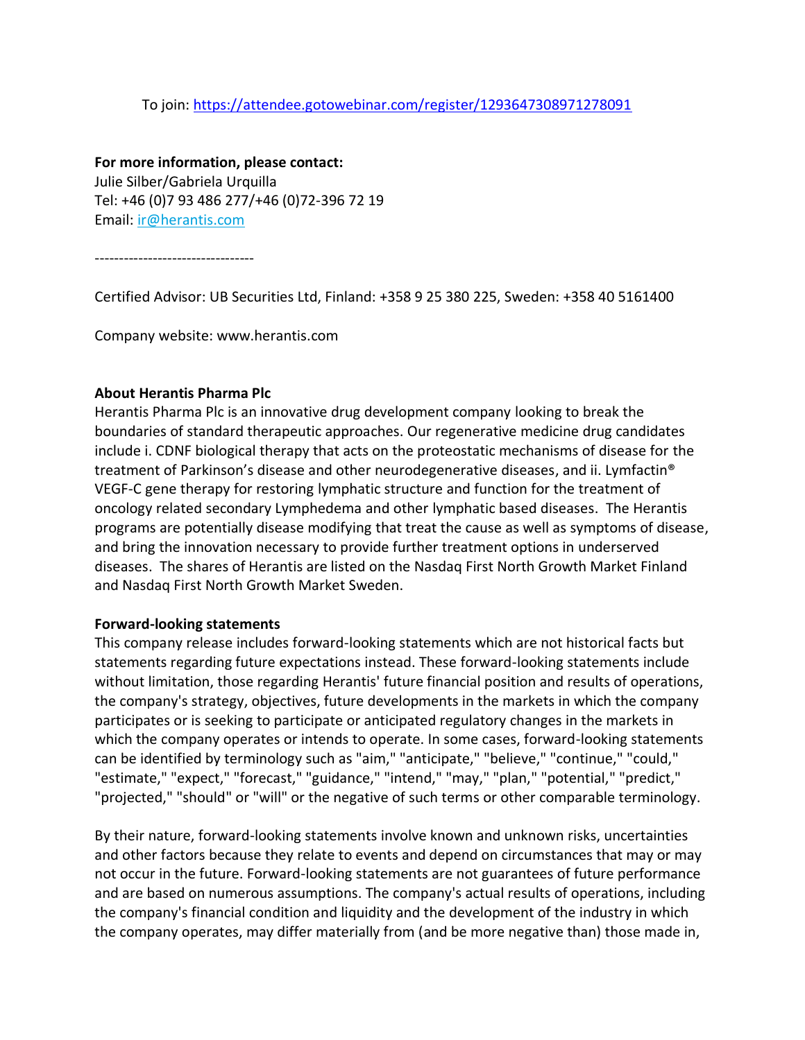To join: [https://attendee.gotowebinar.com/register/1293647308971278091](https://attendee.gotowebinar.com/register/1293647308971278091)

**For more information, please contact:**
Julie Silber/Gabriela Urquilla
Tel: +46 (0)7 93 486 277/+46 (0)72-396 72 19
Email: [ir@herantis.com](mailto:ir@herantis.com)

---------------------------------

Certified Advisor: UB Securities Ltd, Finland: +358 9 25 380 225, Sweden: +358 40 5161400

Company website: www.herantis.com

**About Herantis Pharma Plc**
Herantis Pharma Plc is an innovative drug development company looking to break the boundaries of standard therapeutic approaches. Our regenerative medicine drug candidates include i. CDNF biological therapy that acts on the proteostatic mechanisms of disease for the treatment of Parkinson's disease and other neurodegenerative diseases, and ii. Lymfactin® VEGF-C gene therapy for restoring lymphatic structure and function for the treatment of oncology related secondary Lymphedema and other lymphatic based diseases. The Herantis programs are potentially disease modifying that treat the cause as well as symptoms of disease, and bring the innovation necessary to provide further treatment options in underserved diseases. The shares of Herantis are listed on the Nasdaq First North Growth Market Finland and Nasdaq First North Growth Market Sweden.

**Forward-looking statements**
This company release includes forward-looking statements which are not historical facts but statements regarding future expectations instead. These forward-looking statements include without limitation, those regarding Herantis' future financial position and results of operations, the company's strategy, objectives, future developments in the markets in which the company participates or is seeking to participate or anticipated regulatory changes in the markets in which the company operates or intends to operate. In some cases, forward-looking statements can be identified by terminology such as "aim," "anticipate," "believe," "continue," "could," "estimate," "expect," "forecast," "guidance," "intend," "may," "plan," "potential," "predict," "projected," "should" or "will" or the negative of such terms or other comparable terminology.

By their nature, forward-looking statements involve known and unknown risks, uncertainties and other factors because they relate to events and depend on circumstances that may or may not occur in the future. Forward-looking statements are not guarantees of future performance and are based on numerous assumptions. The company's actual results of operations, including the company's financial condition and liquidity and the development of the industry in which the company operates, may differ materially from (and be more negative than) those made in,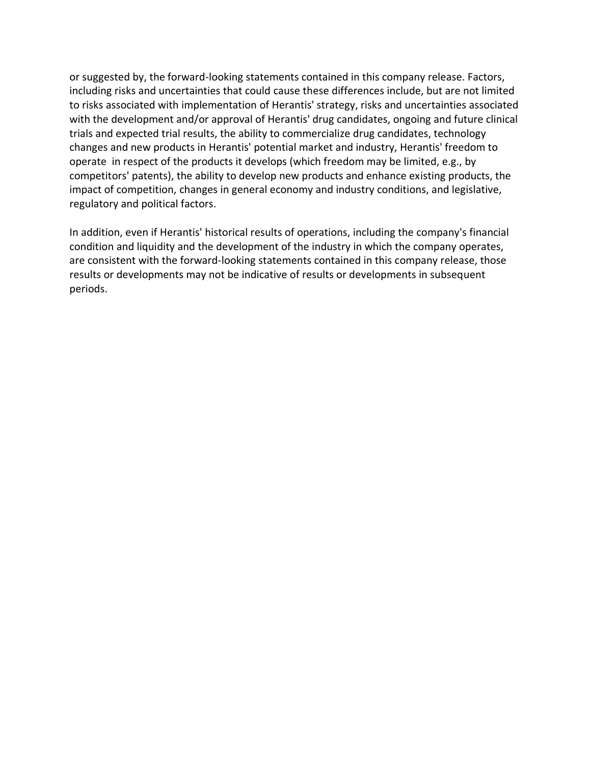or suggested by, the forward-looking statements contained in this company release. Factors, including risks and uncertainties that could cause these differences include, but are not limited to risks associated with implementation of Herantis' strategy, risks and uncertainties associated with the development and/or approval of Herantis' drug candidates, ongoing and future clinical trials and expected trial results, the ability to commercialize drug candidates, technology changes and new products in Herantis' potential market and industry, Herantis' freedom to operate in respect of the products it develops (which freedom may be limited, e.g., by competitors' patents), the ability to develop new products and enhance existing products, the impact of competition, changes in general economy and industry conditions, and legislative, regulatory and political factors.

In addition, even if Herantis' historical results of operations, including the company's financial condition and liquidity and the development of the industry in which the company operates, are consistent with the forward-looking statements contained in this company release, those results or developments may not be indicative of results or developments in subsequent periods.